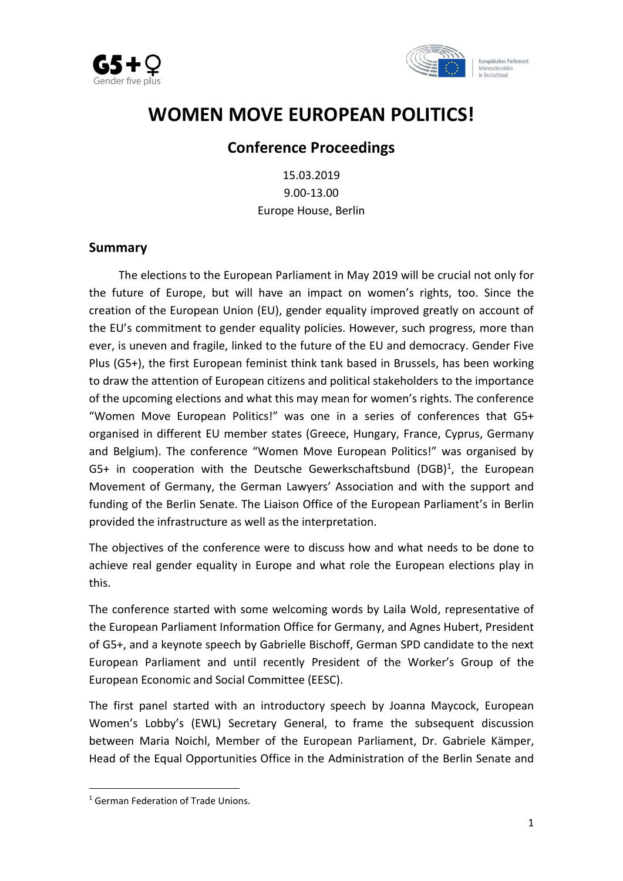# WOMEN MOVE EUROPEAN POLITICS!

## Conference Proceedings

15.03.2019
9.00-13.00
Europe House, Berlin

### Summary

The elections to the European Parliament in May 2019 will be crucial not only for the future of Europe, but will have an impact on women's rights, too. Since the creation of the European Union (EU), gender equality improved greatly on account of the EU's commitment to gender equality policies. However, such progress, more than ever, is uneven and fragile, linked to the future of the EU and democracy. Gender Five Plus (G5+), the first European feminist think tank based in Brussels, has been working to draw the attention of European citizens and political stakeholders to the importance of the upcoming elections and what this may mean for women's rights. The conference "Women Move European Politics!" was one in a series of conferences that G5+ organised in different EU member states (Greece, Hungary, France, Cyprus, Germany and Belgium). The conference "Women Move European Politics!" was organised by G5+ in cooperation with the Deutsche Gewerkschaftsbund (DGB)[1], the European Movement of Germany, the German Lawyers' Association and with the support and funding of the Berlin Senate. The Liaison Office of the European Parliament's in Berlin provided the infrastructure as well as the interpretation.

The objectives of the conference were to discuss how and what needs to be done to achieve real gender equality in Europe and what role the European elections play in this.

The conference started with some welcoming words by Laila Wold, representative of the European Parliament Information Office for Germany, and Agnes Hubert, President of G5+, and a keynote speech by Gabrielle Bischoff, German SPD candidate to the next European Parliament and until recently President of the Worker's Group of the European Economic and Social Committee (EESC).

The first panel started with an introductory speech by Joanna Maycock, European Women's Lobby's (EWL) Secretary General, to frame the subsequent discussion between Maria Noichl, Member of the European Parliament, Dr. Gabriele Kämper, Head of the Equal Opportunities Office in the Administration of the Berlin Senate and

[1] German Federation of Trade Unions.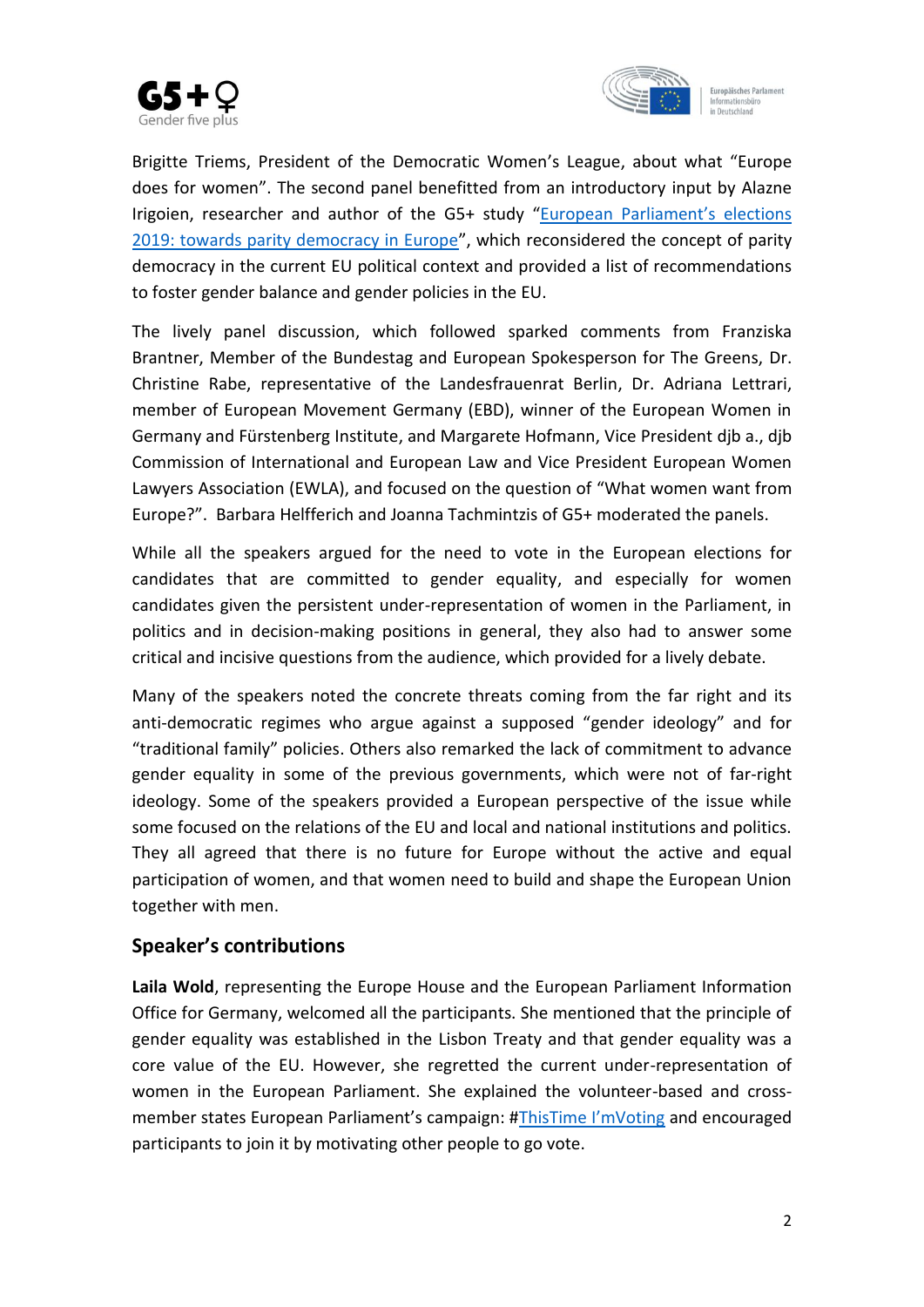Brigitte Triems, President of the Democratic Women's League, about what "Europe does for women". The second panel benefitted from an introductory input by Alazne Irigoien, researcher and author of the G5+ study "European Parliament's elections 2019: towards parity democracy in Europe", which reconsidered the concept of parity democracy in the current EU political context and provided a list of recommendations to foster gender balance and gender policies in the EU.

The lively panel discussion, which followed sparked comments from Franziska Brantner, Member of the Bundestag and European Spokesperson for The Greens, Dr. Christine Rabe, representative of the Landesfrauenrat Berlin, Dr. Adriana Lettrari, member of European Movement Germany (EBD), winner of the European Women in Germany and Fürstenberg Institute, and Margarete Hofmann, Vice President djb a., djb Commission of International and European Law and Vice President European Women Lawyers Association (EWLA), and focused on the question of "What women want from Europe?". Barbara Helfferich and Joanna Tachmintzis of G5+ moderated the panels.

While all the speakers argued for the need to vote in the European elections for candidates that are committed to gender equality, and especially for women candidates given the persistent under-representation of women in the Parliament, in politics and in decision-making positions in general, they also had to answer some critical and incisive questions from the audience, which provided for a lively debate.

Many of the speakers noted the concrete threats coming from the far right and its anti-democratic regimes who argue against a supposed "gender ideology" and for "traditional family" policies. Others also remarked the lack of commitment to advance gender equality in some of the previous governments, which were not of far-right ideology. Some of the speakers provided a European perspective of the issue while some focused on the relations of the EU and local and national institutions and politics. They all agreed that there is no future for Europe without the active and equal participation of women, and that women need to build and shape the European Union together with men.

## Speaker's contributions

**Laila Wold**, representing the Europe House and the European Parliament Information Office for Germany, welcomed all the participants. She mentioned that the principle of gender equality was established in the Lisbon Treaty and that gender equality was a core value of the EU. However, she regretted the current under-representation of women in the European Parliament. She explained the volunteer-based and cross-member states European Parliament's campaign: #ThisTime I'mVoting and encouraged participants to join it by motivating other people to go vote.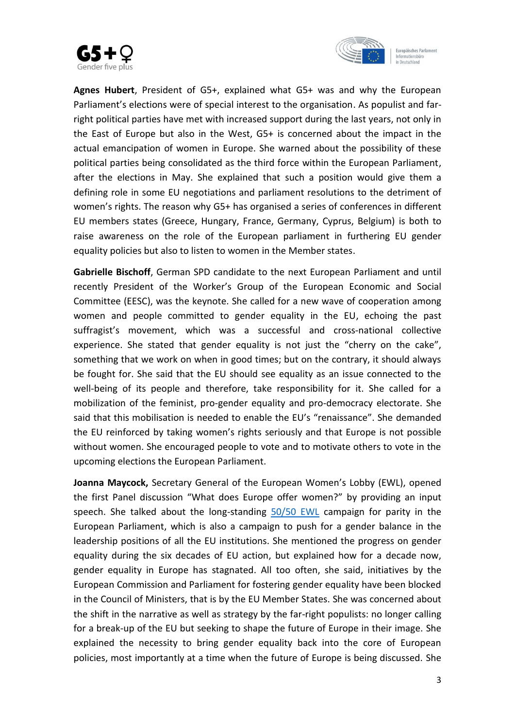**Agnes Hubert**, President of G5+, explained what G5+ was and why the European Parliament's elections were of special interest to the organisation. As populist and far-right political parties have met with increased support during the last years, not only in the East of Europe but also in the West, G5+ is concerned about the impact in the actual emancipation of women in Europe. She warned about the possibility of these political parties being consolidated as the third force within the European Parliament, after the elections in May. She explained that such a position would give them a defining role in some EU negotiations and parliament resolutions to the detriment of women's rights. The reason why G5+ has organised a series of conferences in different EU members states (Greece, Hungary, France, Germany, Cyprus, Belgium) is both to raise awareness on the role of the European parliament in furthering EU gender equality policies but also to listen to women in the Member states.

**Gabrielle Bischoff**, German SPD candidate to the next European Parliament and until recently President of the Worker's Group of the European Economic and Social Committee (EESC), was the keynote. She called for a new wave of cooperation among women and people committed to gender equality in the EU, echoing the past suffragist's movement, which was a successful and cross-national collective experience. She stated that gender equality is not just the "cherry on the cake", something that we work on when in good times; but on the contrary, it should always be fought for. She said that the EU should see equality as an issue connected to the well-being of its people and therefore, take responsibility for it. She called for a mobilization of the feminist, pro-gender equality and pro-democracy electorate. She said that this mobilisation is needed to enable the EU's "renaissance". She demanded the EU reinforced by taking women's rights seriously and that Europe is not possible without women. She encouraged people to vote and to motivate others to vote in the upcoming elections the European Parliament.

**Joanna Maycock,** Secretary General of the European Women's Lobby (EWL), opened the first Panel discussion "What does Europe offer women?" by providing an input speech. She talked about the long-standing 50/50 EWL campaign for parity in the European Parliament, which is also a campaign to push for a gender balance in the leadership positions of all the EU institutions. She mentioned the progress on gender equality during the six decades of EU action, but explained how for a decade now, gender equality in Europe has stagnated. All too often, she said, initiatives by the European Commission and Parliament for fostering gender equality have been blocked in the Council of Ministers, that is by the EU Member States. She was concerned about the shift in the narrative as well as strategy by the far-right populists: no longer calling for a break-up of the EU but seeking to shape the future of Europe in their image. She explained the necessity to bring gender equality back into the core of European policies, most importantly at a time when the future of Europe is being discussed. She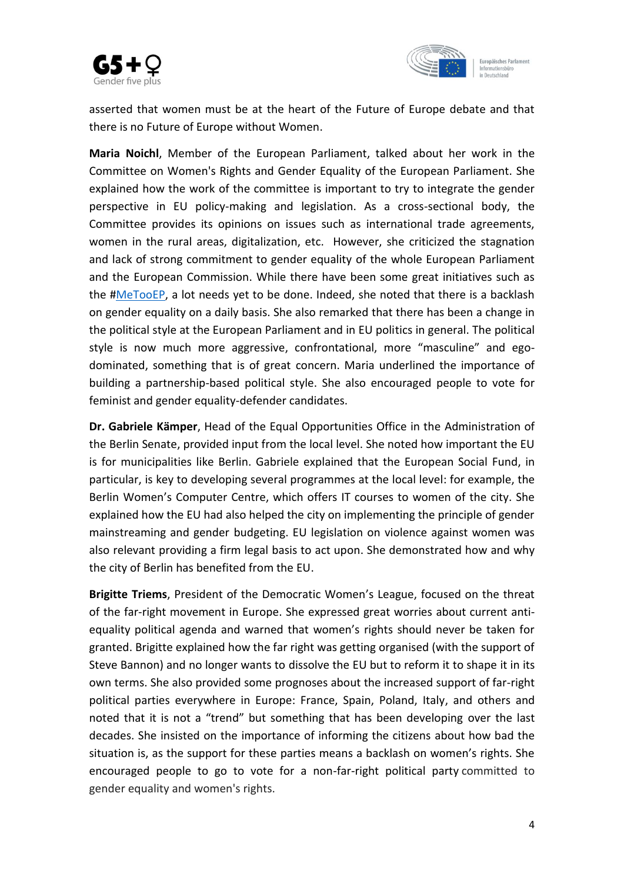asserted that women must be at the heart of the Future of Europe debate and that there is no Future of Europe without Women.

**Maria Noichl**, Member of the European Parliament, talked about her work in the Committee on Women's Rights and Gender Equality of the European Parliament. She explained how the work of the committee is important to try to integrate the gender perspective in EU policy-making and legislation. As a cross-sectional body, the Committee provides its opinions on issues such as international trade agreements, women in the rural areas, digitalization, etc. However, she criticized the stagnation and lack of strong commitment to gender equality of the whole European Parliament and the European Commission. While there have been some great initiatives such as the #MeTooEP, a lot needs yet to be done. Indeed, she noted that there is a backlash on gender equality on a daily basis. She also remarked that there has been a change in the political style at the European Parliament and in EU politics in general. The political style is now much more aggressive, confrontational, more "masculine" and ego-dominated, something that is of great concern. Maria underlined the importance of building a partnership-based political style. She also encouraged people to vote for feminist and gender equality-defender candidates.

**Dr. Gabriele Kämper**, Head of the Equal Opportunities Office in the Administration of the Berlin Senate, provided input from the local level. She noted how important the EU is for municipalities like Berlin. Gabriele explained that the European Social Fund, in particular, is key to developing several programmes at the local level: for example, the Berlin Women's Computer Centre, which offers IT courses to women of the city. She explained how the EU had also helped the city on implementing the principle of gender mainstreaming and gender budgeting. EU legislation on violence against women was also relevant providing a firm legal basis to act upon. She demonstrated how and why the city of Berlin has benefited from the EU.

**Brigitte Triems**, President of the Democratic Women's League, focused on the threat of the far-right movement in Europe. She expressed great worries about current anti-equality political agenda and warned that women's rights should never be taken for granted. Brigitte explained how the far right was getting organised (with the support of Steve Bannon) and no longer wants to dissolve the EU but to reform it to shape it in its own terms. She also provided some prognoses about the increased support of far-right political parties everywhere in Europe: France, Spain, Poland, Italy, and others and noted that it is not a "trend" but something that has been developing over the last decades. She insisted on the importance of informing the citizens about how bad the situation is, as the support for these parties means a backlash on women's rights. She encouraged people to go to vote for a non-far-right political party committed to gender equality and women's rights.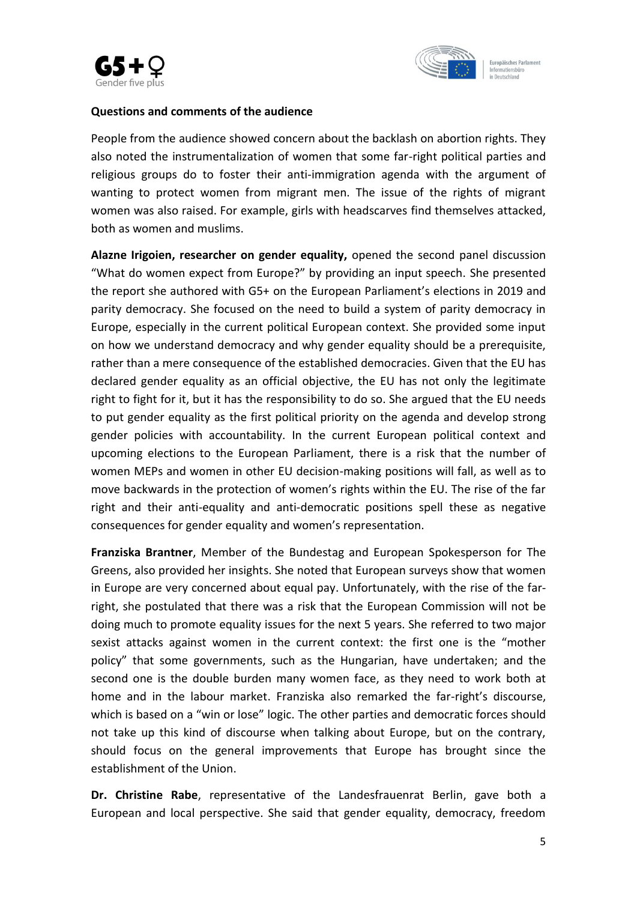**Questions and comments of the audience**

People from the audience showed concern about the backlash on abortion rights. They also noted the instrumentalization of women that some far-right political parties and religious groups do to foster their anti-immigration agenda with the argument of wanting to protect women from migrant men. The issue of the rights of migrant women was also raised. For example, girls with headscarves find themselves attacked, both as women and muslims.

**Alazne Irigoien, researcher on gender equality,** opened the second panel discussion "What do women expect from Europe?" by providing an input speech. She presented the report she authored with G5+ on the European Parliament's elections in 2019 and parity democracy. She focused on the need to build a system of parity democracy in Europe, especially in the current political European context. She provided some input on how we understand democracy and why gender equality should be a prerequisite, rather than a mere consequence of the established democracies. Given that the EU has declared gender equality as an official objective, the EU has not only the legitimate right to fight for it, but it has the responsibility to do so. She argued that the EU needs to put gender equality as the first political priority on the agenda and develop strong gender policies with accountability. In the current European political context and upcoming elections to the European Parliament, there is a risk that the number of women MEPs and women in other EU decision-making positions will fall, as well as to move backwards in the protection of women's rights within the EU. The rise of the far right and their anti-equality and anti-democratic positions spell these as negative consequences for gender equality and women's representation.

**Franziska Brantner**, Member of the Bundestag and European Spokesperson for The Greens, also provided her insights. She noted that European surveys show that women in Europe are very concerned about equal pay. Unfortunately, with the rise of the far-right, she postulated that there was a risk that the European Commission will not be doing much to promote equality issues for the next 5 years. She referred to two major sexist attacks against women in the current context: the first one is the "mother policy" that some governments, such as the Hungarian, have undertaken; and the second one is the double burden many women face, as they need to work both at home and in the labour market. Franziska also remarked the far-right's discourse, which is based on a "win or lose" logic. The other parties and democratic forces should not take up this kind of discourse when talking about Europe, but on the contrary, should focus on the general improvements that Europe has brought since the establishment of the Union.

**Dr. Christine Rabe**, representative of the Landesfrauenrat Berlin, gave both a European and local perspective. She said that gender equality, democracy, freedom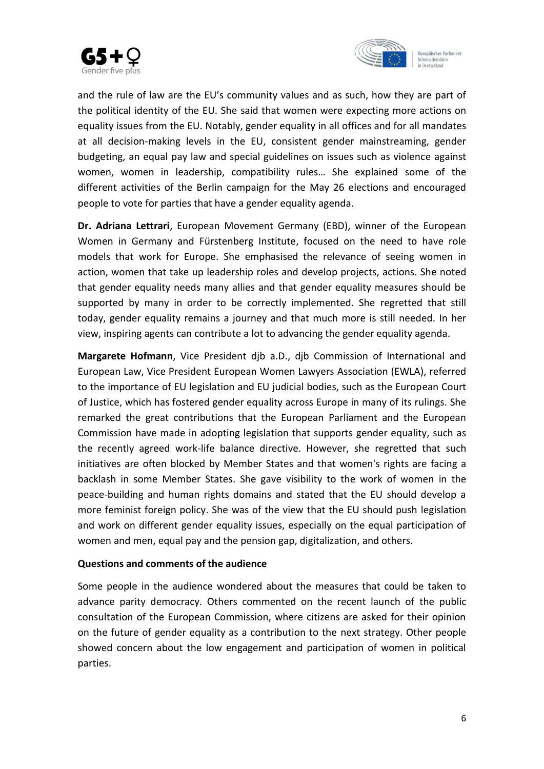and the rule of law are the EU's community values and as such, how they are part of the political identity of the EU. She said that women were expecting more actions on equality issues from the EU. Notably, gender equality in all offices and for all mandates at all decision-making levels in the EU, consistent gender mainstreaming, gender budgeting, an equal pay law and special guidelines on issues such as violence against women, women in leadership, compatibility rules… She explained some of the different activities of the Berlin campaign for the May 26 elections and encouraged people to vote for parties that have a gender equality agenda.

**Dr. Adriana Lettrari**, European Movement Germany (EBD), winner of the European Women in Germany and Fürstenberg Institute, focused on the need to have role models that work for Europe. She emphasised the relevance of seeing women in action, women that take up leadership roles and develop projects, actions. She noted that gender equality needs many allies and that gender equality measures should be supported by many in order to be correctly implemented. She regretted that still today, gender equality remains a journey and that much more is still needed. In her view, inspiring agents can contribute a lot to advancing the gender equality agenda.

**Margarete Hofmann**, Vice President djb a.D., djb Commission of International and European Law, Vice President European Women Lawyers Association (EWLA), referred to the importance of EU legislation and EU judicial bodies, such as the European Court of Justice, which has fostered gender equality across Europe in many of its rulings. She remarked the great contributions that the European Parliament and the European Commission have made in adopting legislation that supports gender equality, such as the recently agreed work-life balance directive. However, she regretted that such initiatives are often blocked by Member States and that women's rights are facing a backlash in some Member States. She gave visibility to the work of women in the peace-building and human rights domains and stated that the EU should develop a more feminist foreign policy. She was of the view that the EU should push legislation and work on different gender equality issues, especially on the equal participation of women and men, equal pay and the pension gap, digitalization, and others.

**Questions and comments of the audience**

Some people in the audience wondered about the measures that could be taken to advance parity democracy. Others commented on the recent launch of the public consultation of the European Commission, where citizens are asked for their opinion on the future of gender equality as a contribution to the next strategy. Other people showed concern about the low engagement and participation of women in political parties.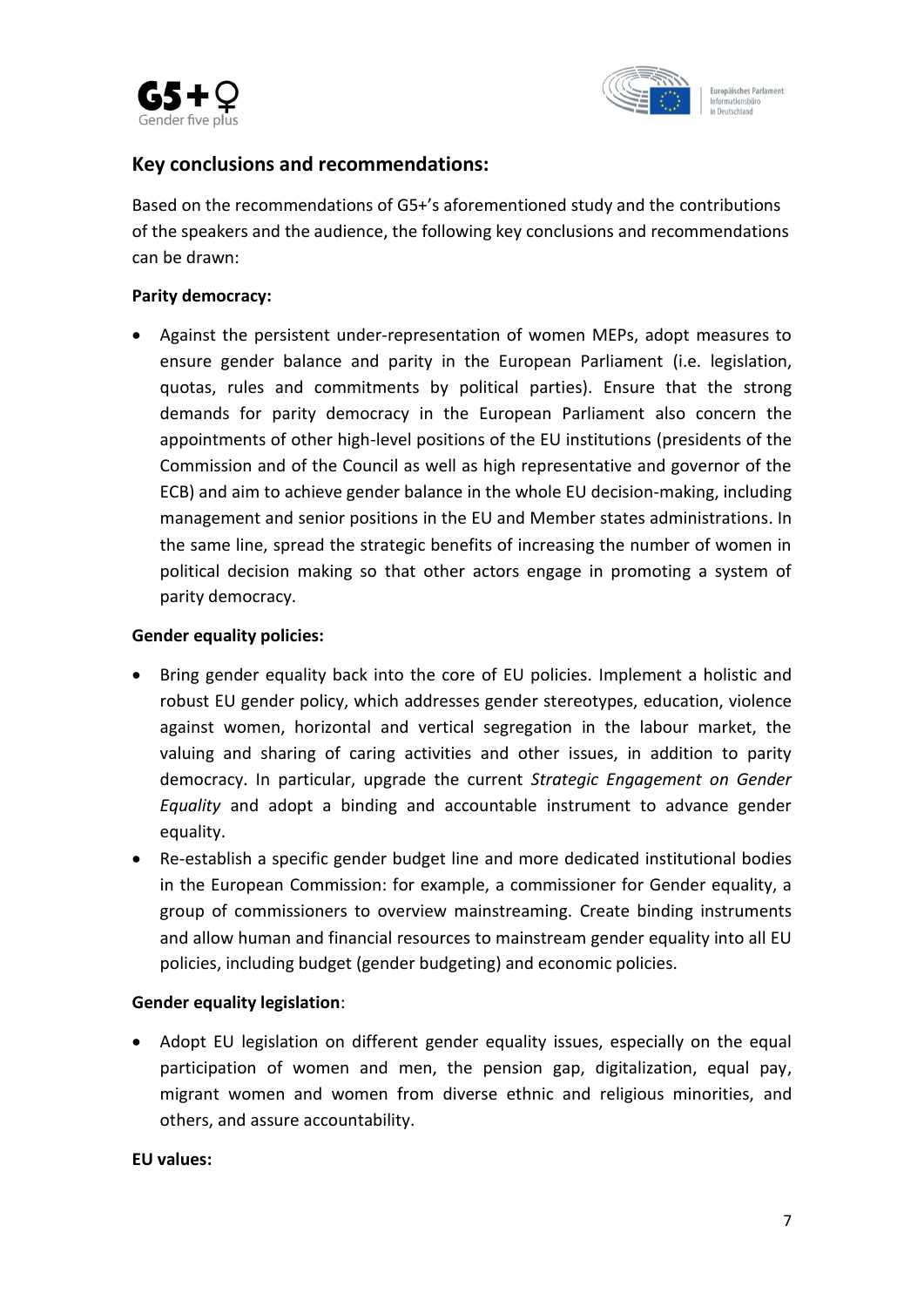## Key conclusions and recommendations:

Based on the recommendations of G5+'s aforementioned study and the contributions of the speakers and the audience, the following key conclusions and recommendations can be drawn:

**Parity democracy:**

- Against the persistent under-representation of women MEPs, adopt measures to ensure gender balance and parity in the European Parliament (i.e. legislation, quotas, rules and commitments by political parties). Ensure that the strong demands for parity democracy in the European Parliament also concern the appointments of other high-level positions of the EU institutions (presidents of the Commission and of the Council as well as high representative and governor of the ECB) and aim to achieve gender balance in the whole EU decision-making, including management and senior positions in the EU and Member states administrations. In the same line, spread the strategic benefits of increasing the number of women in political decision making so that other actors engage in promoting a system of parity democracy.

**Gender equality policies:**

- Bring gender equality back into the core of EU policies. Implement a holistic and robust EU gender policy, which addresses gender stereotypes, education, violence against women, horizontal and vertical segregation in the labour market, the valuing and sharing of caring activities and other issues, in addition to parity democracy. In particular, upgrade the current *Strategic Engagement on Gender Equality* and adopt a binding and accountable instrument to advance gender equality.
- Re-establish a specific gender budget line and more dedicated institutional bodies in the European Commission: for example, a commissioner for Gender equality, a group of commissioners to overview mainstreaming. Create binding instruments and allow human and financial resources to mainstream gender equality into all EU policies, including budget (gender budgeting) and economic policies.

**Gender equality legislation**:

- Adopt EU legislation on different gender equality issues, especially on the equal participation of women and men, the pension gap, digitalization, equal pay, migrant women and women from diverse ethnic and religious minorities, and others, and assure accountability.

**EU values:**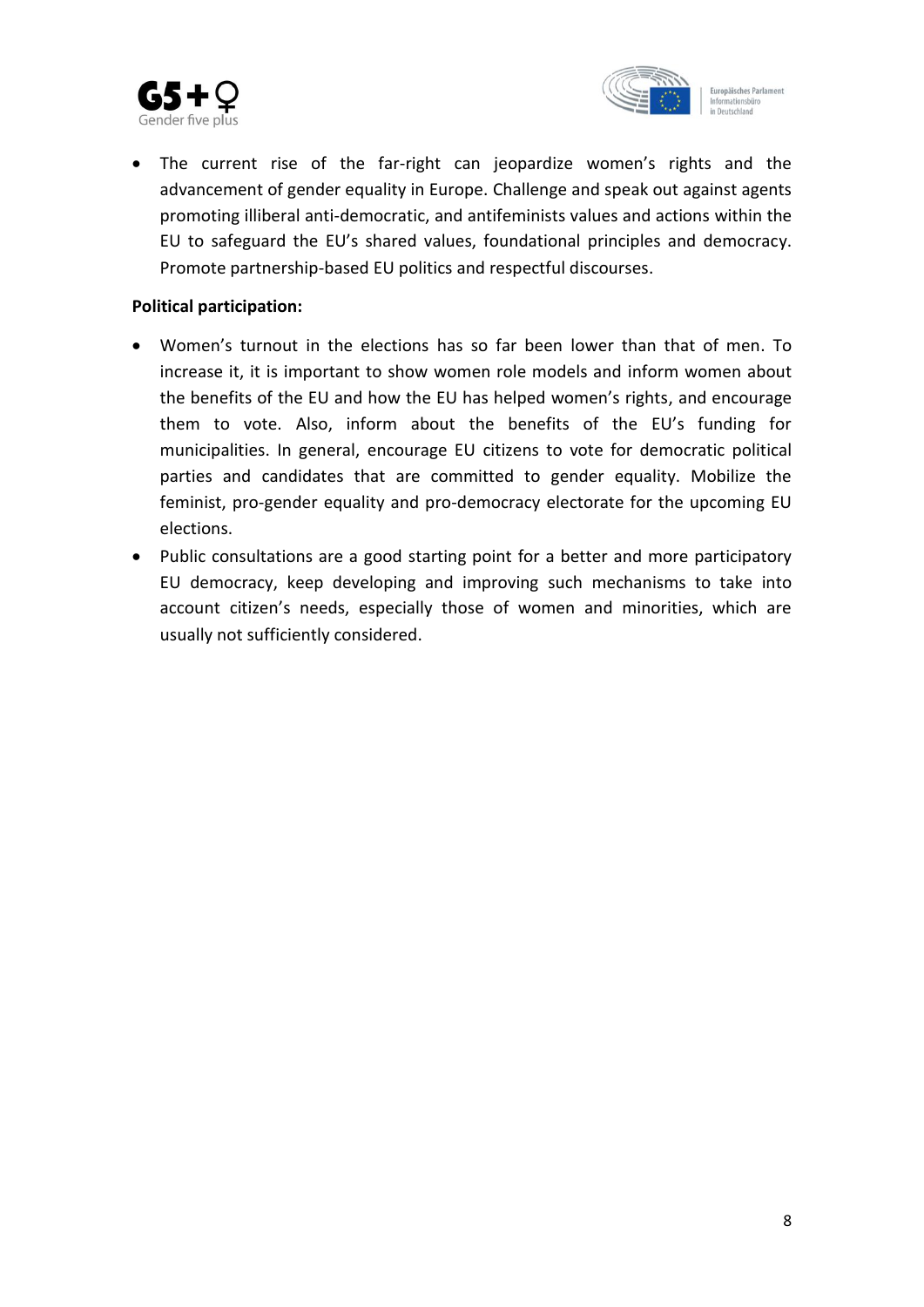- The current rise of the far-right can jeopardize women's rights and the advancement of gender equality in Europe. Challenge and speak out against agents promoting illiberal anti-democratic, and antifeminists values and actions within the EU to safeguard the EU's shared values, foundational principles and democracy. Promote partnership-based EU politics and respectful discourses.

**Political participation:**

- Women's turnout in the elections has so far been lower than that of men. To increase it, it is important to show women role models and inform women about the benefits of the EU and how the EU has helped women's rights, and encourage them to vote. Also, inform about the benefits of the EU's funding for municipalities. In general, encourage EU citizens to vote for democratic political parties and candidates that are committed to gender equality. Mobilize the feminist, pro-gender equality and pro-democracy electorate for the upcoming EU elections.
- Public consultations are a good starting point for a better and more participatory EU democracy, keep developing and improving such mechanisms to take into account citizen's needs, especially those of women and minorities, which are usually not sufficiently considered.